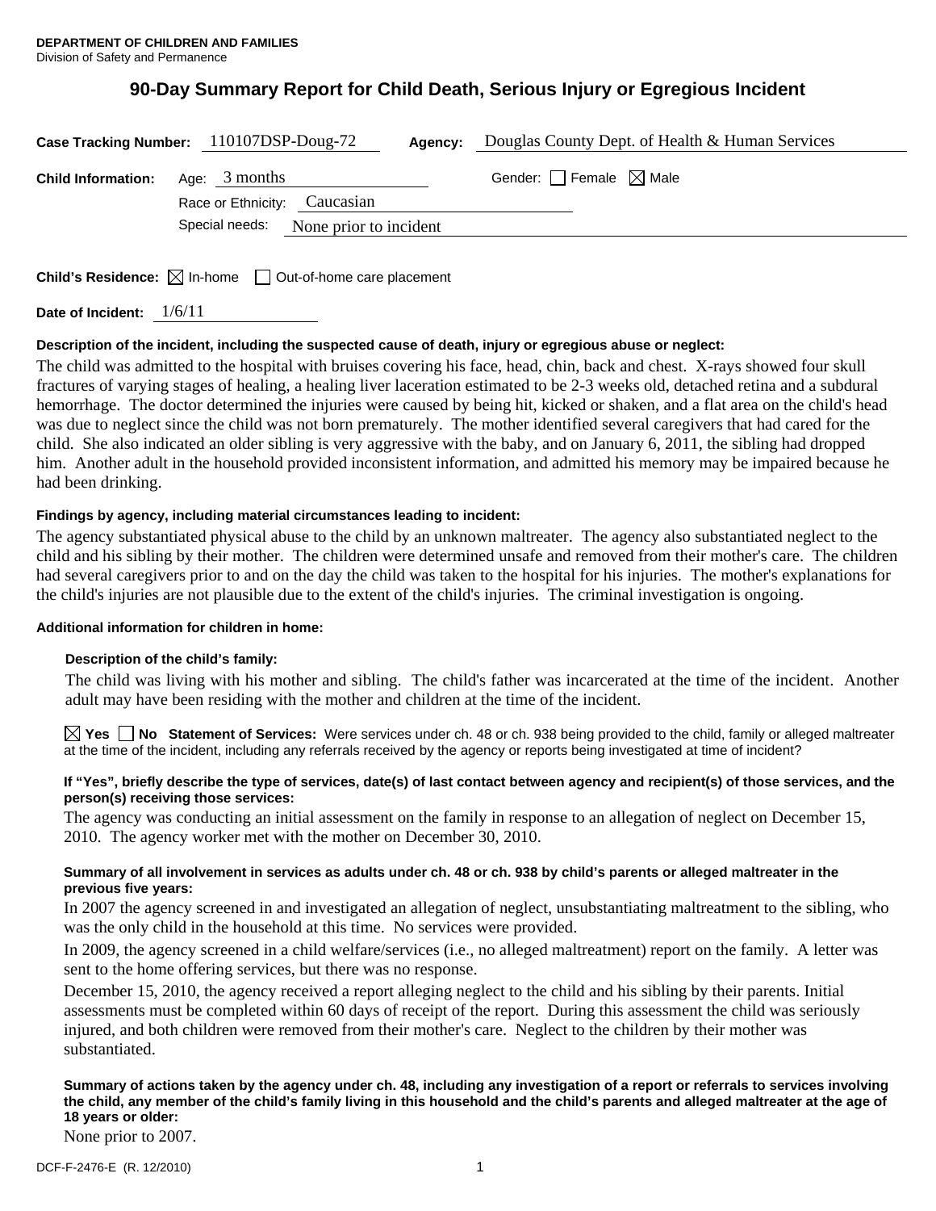**DEPARTMENT OF CHILDREN AND FAMILIES**
Division of Safety and Permanence

# 90-Day Summary Report for Child Death, Serious Injury or Egregious Incident

**Case Tracking Number:** 110107DSP-Doug-72 **Agency:** Douglas County Dept. of Health & Human Services

**Child Information:** Age: 3 months Gender: ☐ Female ☒ Male

Race or Ethnicity: Caucasian

Special needs: None prior to incident

**Child's Residence:** ☒ In-home ☐ Out-of-home care placement

**Date of Incident:** 1/6/11

**Description of the incident, including the suspected cause of death, injury or egregious abuse or neglect:**

The child was admitted to the hospital with bruises covering his face, head, chin, back and chest. X-rays showed four skull fractures of varying stages of healing, a healing liver laceration estimated to be 2-3 weeks old, detached retina and a subdural hemorrhage. The doctor determined the injuries were caused by being hit, kicked or shaken, and a flat area on the child's head was due to neglect since the child was not born prematurely. The mother identified several caregivers that had cared for the child. She also indicated an older sibling is very aggressive with the baby, and on January 6, 2011, the sibling had dropped him. Another adult in the household provided inconsistent information, and admitted his memory may be impaired because he had been drinking.

**Findings by agency, including material circumstances leading to incident:**

The agency substantiated physical abuse to the child by an unknown maltreater. The agency also substantiated neglect to the child and his sibling by their mother. The children were determined unsafe and removed from their mother's care. The children had several caregivers prior to and on the day the child was taken to the hospital for his injuries. The mother's explanations for the child's injuries are not plausible due to the extent of the child's injuries. The criminal investigation is ongoing.

**Additional information for children in home:**

**Description of the child's family:**

The child was living with his mother and sibling. The child's father was incarcerated at the time of the incident. Another adult may have been residing with the mother and children at the time of the incident.

☒ **Yes** ☐ **No** **Statement of Services:** Were services under ch. 48 or ch. 938 being provided to the child, family or alleged maltreater at the time of the incident, including any referrals received by the agency or reports being investigated at time of incident?

**If "Yes", briefly describe the type of services, date(s) of last contact between agency and recipient(s) of those services, and the person(s) receiving those services:**

The agency was conducting an initial assessment on the family in response to an allegation of neglect on December 15, 2010. The agency worker met with the mother on December 30, 2010.

**Summary of all involvement in services as adults under ch. 48 or ch. 938 by child's parents or alleged maltreater in the previous five years:**

In 2007 the agency screened in and investigated an allegation of neglect, unsubstantiating maltreatment to the sibling, who was the only child in the household at this time. No services were provided.

In 2009, the agency screened in a child welfare/services (i.e., no alleged maltreatment) report on the family. A letter was sent to the home offering services, but there was no response.

December 15, 2010, the agency received a report alleging neglect to the child and his sibling by their parents. Initial assessments must be completed within 60 days of receipt of the report. During this assessment the child was seriously injured, and both children were removed from their mother's care. Neglect to the children by their mother was substantiated.

**Summary of actions taken by the agency under ch. 48, including any investigation of a report or referrals to services involving the child, any member of the child's family living in this household and the child's parents and alleged maltreater at the age of 18 years or older:**

None prior to 2007.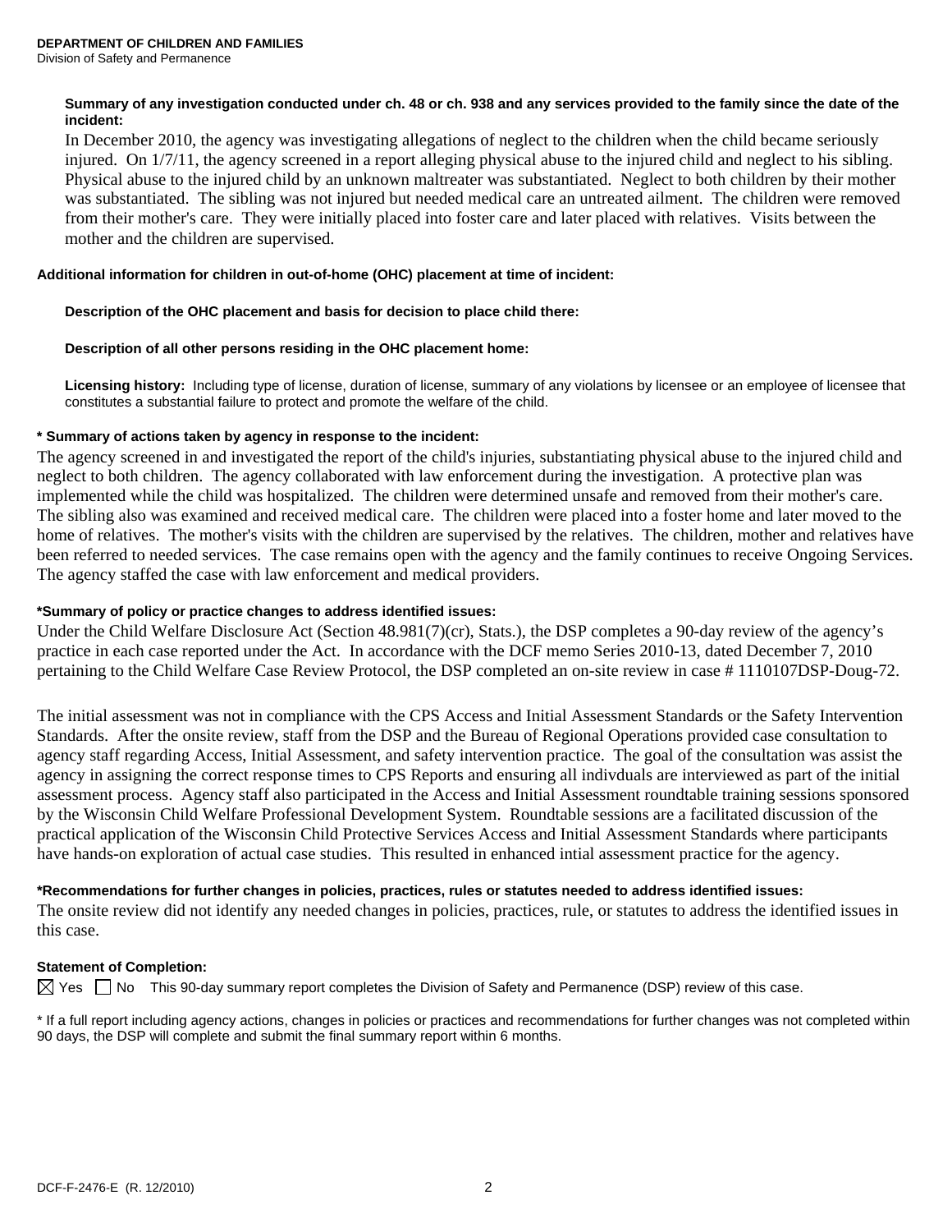**DEPARTMENT OF CHILDREN AND FAMILIES**
Division of Safety and Permanence

**Summary of any investigation conducted under ch. 48 or ch. 938 and any services provided to the family since the date of the incident:**

In December 2010, the agency was investigating allegations of neglect to the children when the child became seriously injured. On 1/7/11, the agency screened in a report alleging physical abuse to the injured child and neglect to his sibling. Physical abuse to the injured child by an unknown maltreater was substantiated. Neglect to both children by their mother was substantiated. The sibling was not injured but needed medical care an untreated ailment. The children were removed from their mother's care. They were initially placed into foster care and later placed with relatives. Visits between the mother and the children are supervised.

**Additional information for children in out-of-home (OHC) placement at time of incident:**

**Description of the OHC placement and basis for decision to place child there:**

**Description of all other persons residing in the OHC placement home:**

**Licensing history:** Including type of license, duration of license, summary of any violations by licensee or an employee of licensee that constitutes a substantial failure to protect and promote the welfare of the child.

**\* Summary of actions taken by agency in response to the incident:**

The agency screened in and investigated the report of the child's injuries, substantiating physical abuse to the injured child and neglect to both children. The agency collaborated with law enforcement during the investigation. A protective plan was implemented while the child was hospitalized. The children were determined unsafe and removed from their mother's care. The sibling also was examined and received medical care. The children were placed into a foster home and later moved to the home of relatives. The mother's visits with the children are supervised by the relatives. The children, mother and relatives have been referred to needed services. The case remains open with the agency and the family continues to receive Ongoing Services. The agency staffed the case with law enforcement and medical providers.

**\*Summary of policy or practice changes to address identified issues:**

Under the Child Welfare Disclosure Act (Section 48.981(7)(cr), Stats.), the DSP completes a 90-day review of the agency's practice in each case reported under the Act. In accordance with the DCF memo Series 2010-13, dated December 7, 2010 pertaining to the Child Welfare Case Review Protocol, the DSP completed an on-site review in case # 1110107DSP-Doug-72.

The initial assessment was not in compliance with the CPS Access and Initial Assessment Standards or the Safety Intervention Standards. After the onsite review, staff from the DSP and the Bureau of Regional Operations provided case consultation to agency staff regarding Access, Initial Assessment, and safety intervention practice. The goal of the consultation was assist the agency in assigning the correct response times to CPS Reports and ensuring all indivduals are interviewed as part of the initial assessment process. Agency staff also participated in the Access and Initial Assessment roundtable training sessions sponsored by the Wisconsin Child Welfare Professional Development System. Roundtable sessions are a facilitated discussion of the practical application of the Wisconsin Child Protective Services Access and Initial Assessment Standards where participants have hands-on exploration of actual case studies. This resulted in enhanced intial assessment practice for the agency.

**\*Recommendations for further changes in policies, practices, rules or statutes needed to address identified issues:**

The onsite review did not identify any needed changes in policies, practices, rule, or statutes to address the identified issues in this case.

**Statement of Completion:**

☒ Yes ☐ No This 90-day summary report completes the Division of Safety and Permanence (DSP) review of this case.

\* If a full report including agency actions, changes in policies or practices and recommendations for further changes was not completed within 90 days, the DSP will complete and submit the final summary report within 6 months.

DCF-F-2476-E (R. 12/2010)